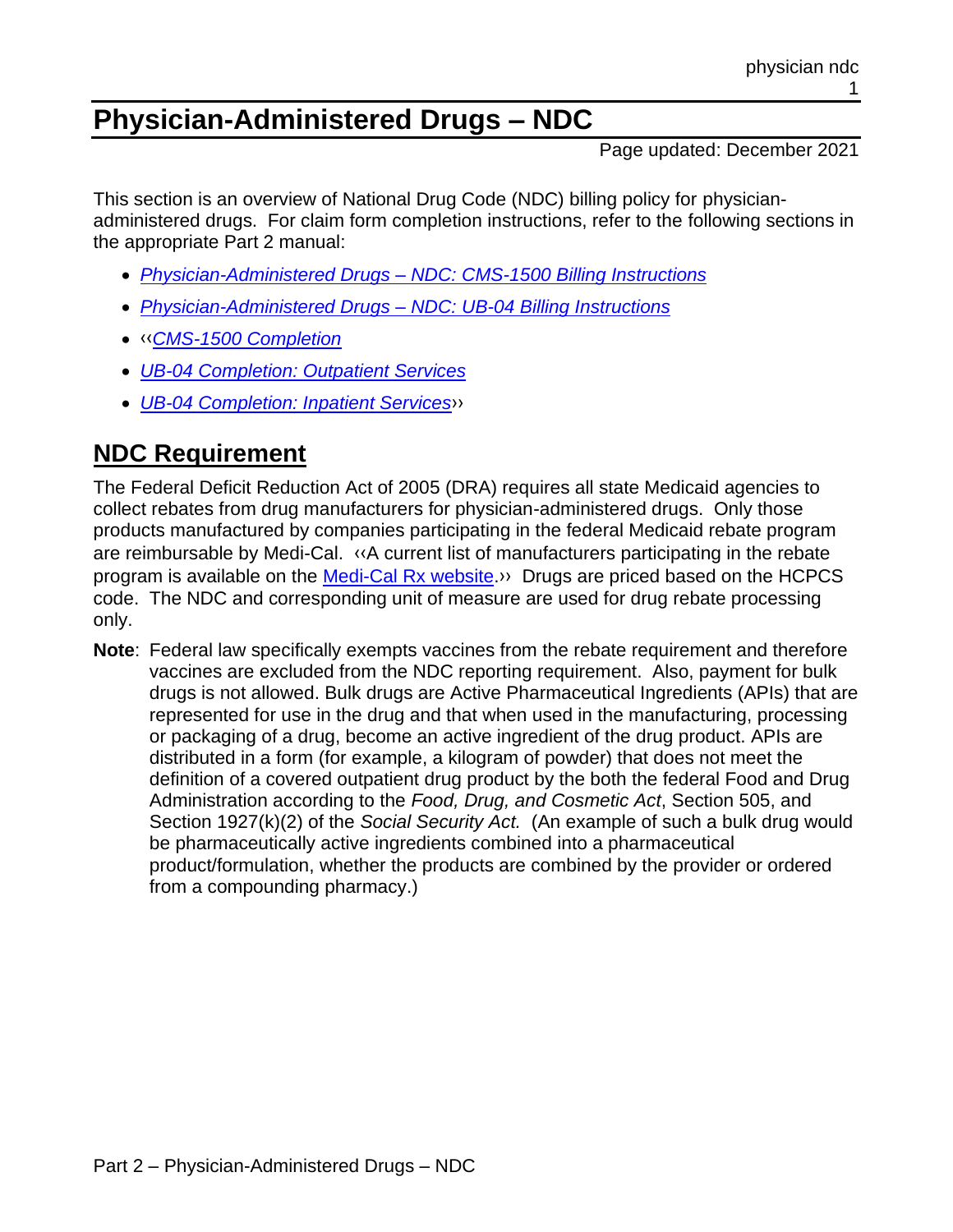# Physician-Administered Drugs – NDC

Page updated: December 2021

This section is an overview of National Drug Code (NDC) billing policy for physician-administered drugs. For claim form completion instructions, refer to the following sections in the appropriate Part 2 manual:

- *Physician-Administered Drugs – NDC: CMS-1500 Billing Instructions*
- *Physician-Administered Drugs – NDC: UB-04 Billing Instructions*
- ‹‹*CMS-1500 Completion*
- *UB-04 Completion: Outpatient Services*
- *UB-04 Completion: Inpatient Services*››

## NDC Requirement

The Federal Deficit Reduction Act of 2005 (DRA) requires all state Medicaid agencies to collect rebates from drug manufacturers for physician-administered drugs. Only those products manufactured by companies participating in the federal Medicaid rebate program are reimbursable by Medi-Cal. ‹‹A current list of manufacturers participating in the rebate program is available on the Medi-Cal Rx website.›› Drugs are priced based on the HCPCS code. The NDC and corresponding unit of measure are used for drug rebate processing only.

**Note**: Federal law specifically exempts vaccines from the rebate requirement and therefore vaccines are excluded from the NDC reporting requirement. Also, payment for bulk drugs is not allowed. Bulk drugs are Active Pharmaceutical Ingredients (APIs) that are represented for use in the drug and that when used in the manufacturing, processing or packaging of a drug, become an active ingredient of the drug product. APIs are distributed in a form (for example, a kilogram of powder) that does not meet the definition of a covered outpatient drug product by the both the federal Food and Drug Administration according to the *Food, Drug, and Cosmetic Act*, Section 505, and Section 1927(k)(2) of the *Social Security Act.* (An example of such a bulk drug would be pharmaceutically active ingredients combined into a pharmaceutical product/formulation, whether the products are combined by the provider or ordered from a compounding pharmacy.)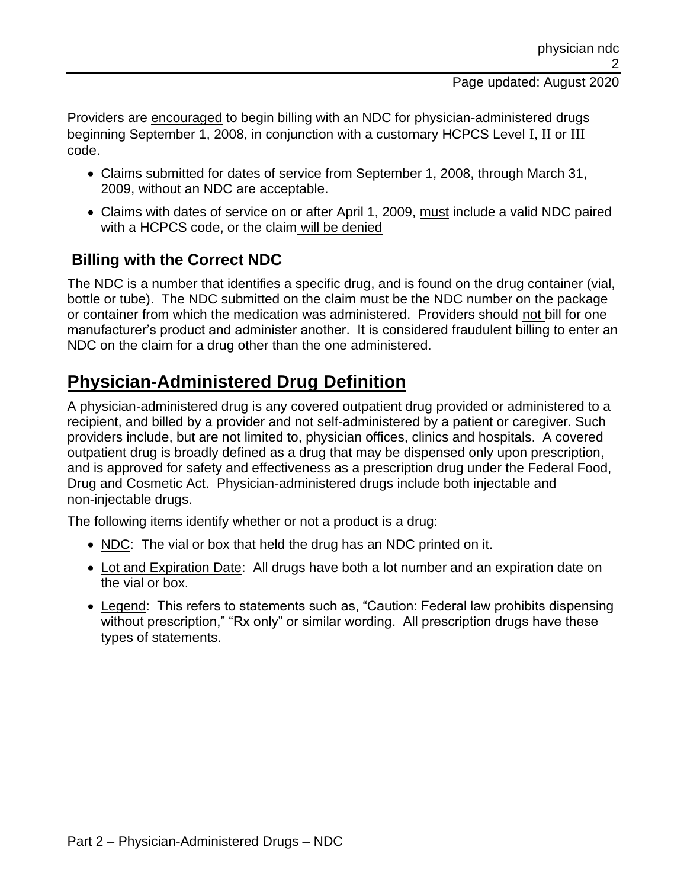Providers are encouraged to begin billing with an NDC for physician-administered drugs beginning September 1, 2008, in conjunction with a customary HCPCS Level I, II or III code.

- Claims submitted for dates of service from September 1, 2008, through March 31, 2009, without an NDC are acceptable.
- Claims with dates of service on or after April 1, 2009, must include a valid NDC paired with a HCPCS code, or the claim will be denied

### Billing with the Correct NDC

The NDC is a number that identifies a specific drug, and is found on the drug container (vial, bottle or tube). The NDC submitted on the claim must be the NDC number on the package or container from which the medication was administered. Providers should not bill for one manufacturer's product and administer another. It is considered fraudulent billing to enter an NDC on the claim for a drug other than the one administered.

## Physician-Administered Drug Definition

A physician-administered drug is any covered outpatient drug provided or administered to a recipient, and billed by a provider and not self-administered by a patient or caregiver. Such providers include, but are not limited to, physician offices, clinics and hospitals. A covered outpatient drug is broadly defined as a drug that may be dispensed only upon prescription, and is approved for safety and effectiveness as a prescription drug under the Federal Food, Drug and Cosmetic Act. Physician-administered drugs include both injectable and non-injectable drugs.

The following items identify whether or not a product is a drug:

- NDC: The vial or box that held the drug has an NDC printed on it.
- Lot and Expiration Date: All drugs have both a lot number and an expiration date on the vial or box.
- Legend: This refers to statements such as, "Caution: Federal law prohibits dispensing without prescription," "Rx only" or similar wording. All prescription drugs have these types of statements.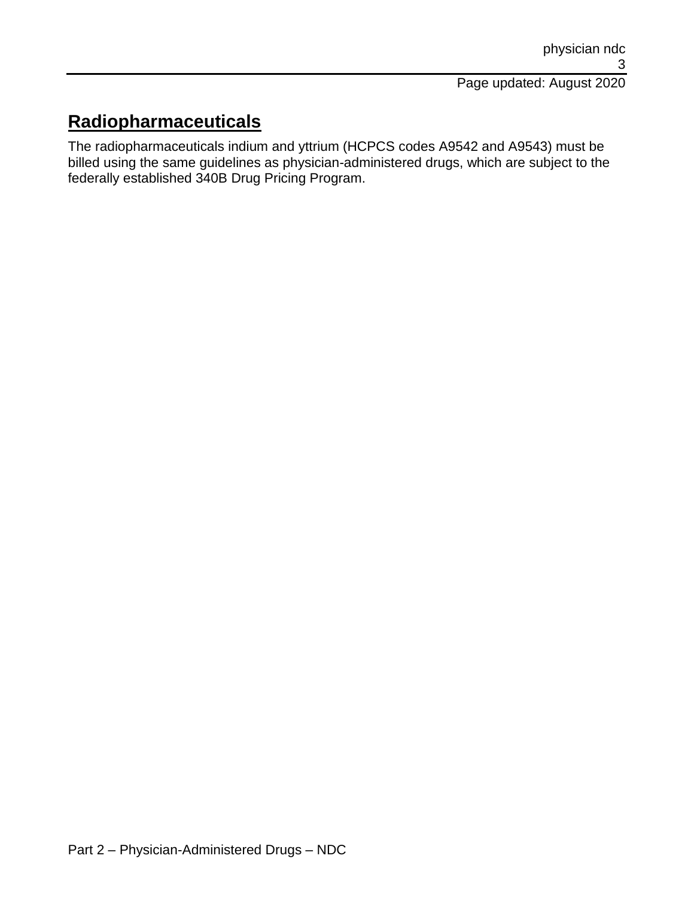## Radiopharmaceuticals

The radiopharmaceuticals indium and yttrium (HCPCS codes A9542 and A9543) must be billed using the same guidelines as physician-administered drugs, which are subject to the federally established 340B Drug Pricing Program.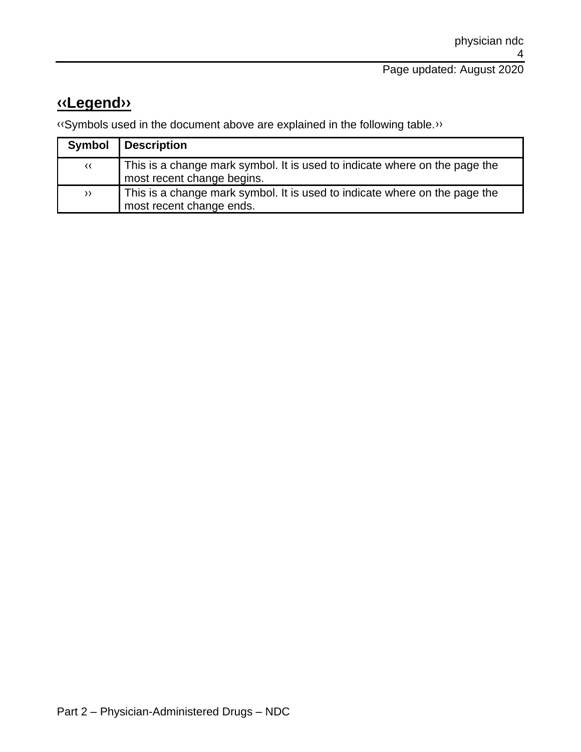## ‹‹Legend››

‹‹Symbols used in the document above are explained in the following table.››

| Symbol | Description |
| --- | --- |
| ‹‹ | This is a change mark symbol. It is used to indicate where on the page the most recent change begins. |
| ›› | This is a change mark symbol. It is used to indicate where on the page the most recent change ends. |